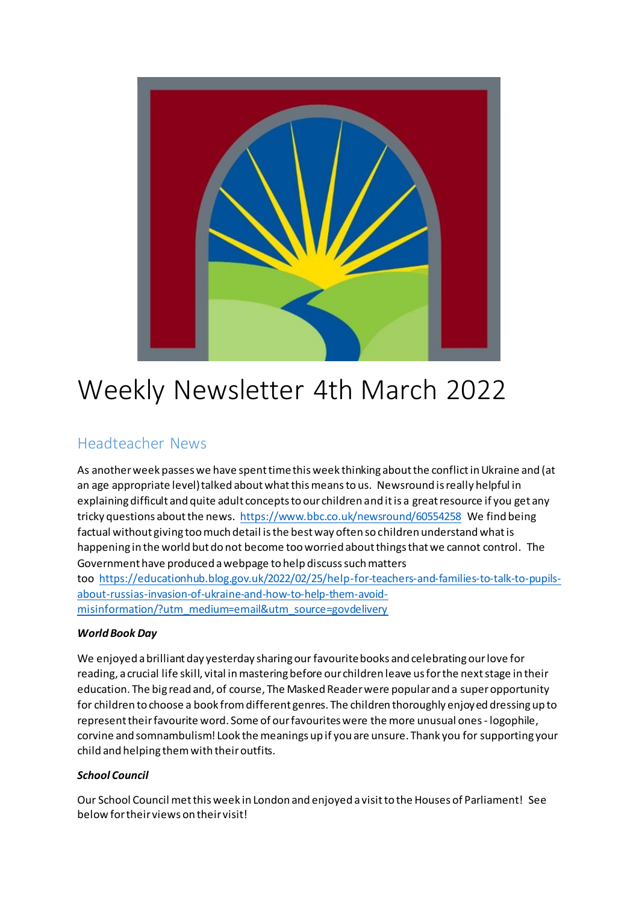# Weekly Newsletter 4th March 2022

## Headteacher News

As another week passes we have spent time this week thinking about the conflict in Ukraine and (at an age appropriate level) talked about what this means to us. Newsround is really helpful in explaining difficult and quite adult concepts to our children and it is a great resource if you get any tricky questions about the news. https://www.bbc.co.uk/newsround/60554258 We find being factual without giving too much detail is the best way often so children understand what is happening in the world but do not become too worried about things that we cannot control. The Government have produced a webpage to help discuss such matters too https://educationhub.blog.gov.uk/2022/02/25/help-for-teachers-and-families-to-talk-to-pupils-about-russias-invasion-of-ukraine-and-how-to-help-them-avoid-misinformation/?utm_medium=email&utm_source=govdelivery

***World Book Day***

We enjoyed a brilliant day yesterday sharing our favourite books and celebrating our love for reading, a crucial life skill, vital in mastering before our children leave us for the next stage in their education. The big read and, of course, The Masked Reader were popular and a super opportunity for children to choose a book from different genres. The children thoroughly enjoyed dressing up to represent their favourite word. Some of our favourites were the more unusual ones - logophile, corvine and somnambulism! Look the meanings up if you are unsure. Thank you for supporting your child and helping them with their outfits.

***School Council***

Our School Council met this week in London and enjoyed a visit to the Houses of Parliament! See below for their views on their visit!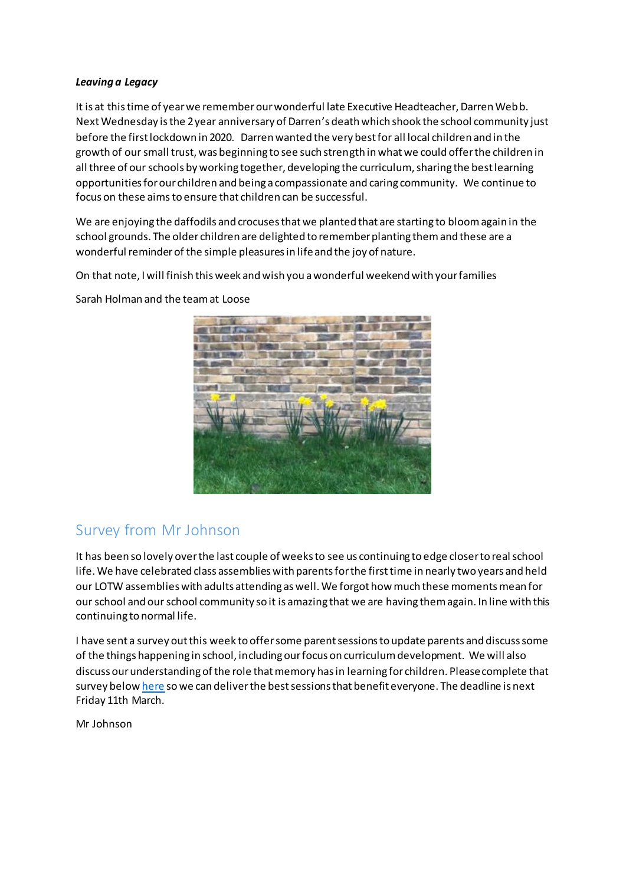***Leaving a Legacy***

It is at this time of year we remember our wonderful late Executive Headteacher, Darren Webb. Next Wednesday is the 2 year anniversary of Darren's death which shook the school community just before the first lockdown in 2020. Darren wanted the very best for all local children and in the growth of our small trust, was beginning to see such strength in what we could offer the children in all three of our schools by working together, developing the curriculum, sharing the best learning opportunities for our children and being a compassionate and caring community. We continue to focus on these aims to ensure that children can be successful.

We are enjoying the daffodils and crocuses that we planted that are starting to bloom again in the school grounds. The older children are delighted to remember planting them and these are a wonderful reminder of the simple pleasures in life and the joy of nature.

On that note, I will finish this week and wish you a wonderful weekend with your families

Sarah Holman and the team at Loose

## Survey from Mr Johnson

It has been so lovely over the last couple of weeks to see us continuing to edge closer to real school life. We have celebrated class assemblies with parents for the first time in nearly two years and held our LOTW assemblies with adults attending as well. We forgot how much these moments mean for our school and our school community so it is amazing that we are having them again. In line with this continuing to normal life.

I have sent a survey out this week to offer some parent sessions to update parents and discuss some of the things happening in school, including our focus on curriculum development. We will also discuss our understanding of the role that memory has in learning for children. Please complete that survey below here so we can deliver the best sessions that benefit everyone. The deadline is next Friday 11th March.

Mr Johnson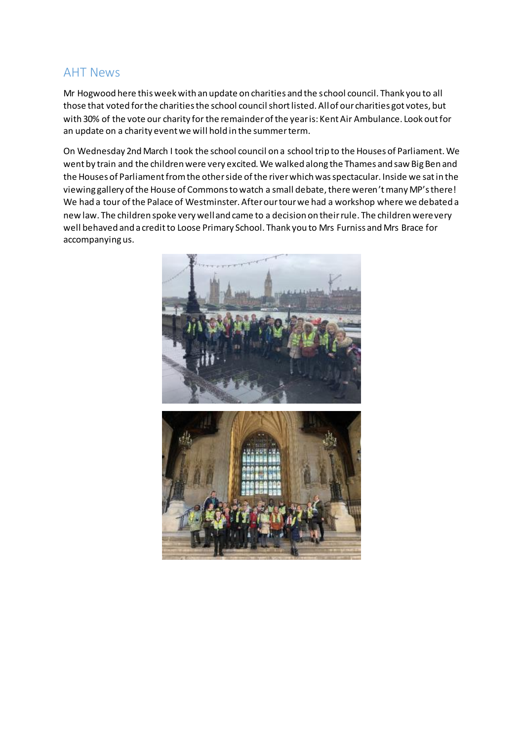## AHT News

Mr Hogwood here this week with an update on charities and the school council. Thank you to all those that voted for the charities the school council short listed. All of our charities got votes, but with 30% of the vote our charity for the remainder of the year is: Kent Air Ambulance. Look out for an update on a charity event we will hold in the summer term.

On Wednesday 2nd March I took the school council on a school trip to the Houses of Parliament. We went by train and the children were very excited. We walked along the Thames and saw Big Ben and the Houses of Parliament from the other side of the river which was spectacular. Inside we sat in the viewing gallery of the House of Commons to watch a small debate, there weren't many MP's there! We had a tour of the Palace of Westminster. After our tour we had a workshop where we debated a new law. The children spoke very well and came to a decision on their rule. The children were very well behaved and a credit to Loose Primary School. Thank you to Mrs Furniss and Mrs Brace for accompanying us.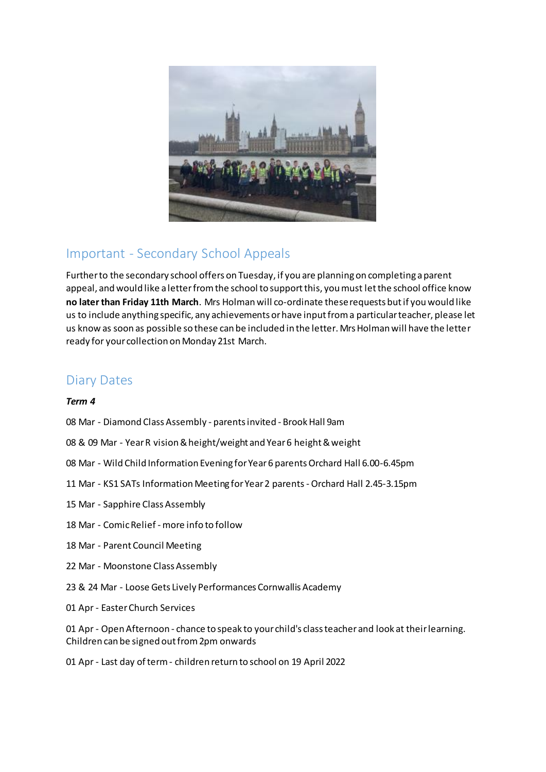## Important - Secondary School Appeals

Further to the secondary school offers on Tuesday, if you are planning on completing a parent appeal, and would like a letter from the school to support this, you must let the school office know **no later than Friday 11th March**. Mrs Holman will co-ordinate these requests but if you would like us to include anything specific, any achievements or have input from a particular teacher, please let us know as soon as possible so these can be included in the letter. Mrs Holman will have the letter ready for your collection on Monday 21st March.

## Diary Dates

***Term 4***

08 Mar - Diamond Class Assembly - parents invited - Brook Hall 9am

08 & 09 Mar - Year R vision & height/weight and Year 6 height & weight

08 Mar - Wild Child Information Evening for Year 6 parents Orchard Hall 6.00-6.45pm

11 Mar - KS1 SATs Information Meeting for Year 2 parents - Orchard Hall 2.45-3.15pm

15 Mar - Sapphire Class Assembly

18 Mar - Comic Relief - more info to follow

18 Mar - Parent Council Meeting

22 Mar - Moonstone Class Assembly

23 & 24 Mar - Loose Gets Lively Performances Cornwallis Academy

01 Apr - Easter Church Services

01 Apr - Open Afternoon - chance to speak to your child's class teacher and look at their learning. Children can be signed out from 2pm onwards

01 Apr - Last day of term - children return to school on 19 April 2022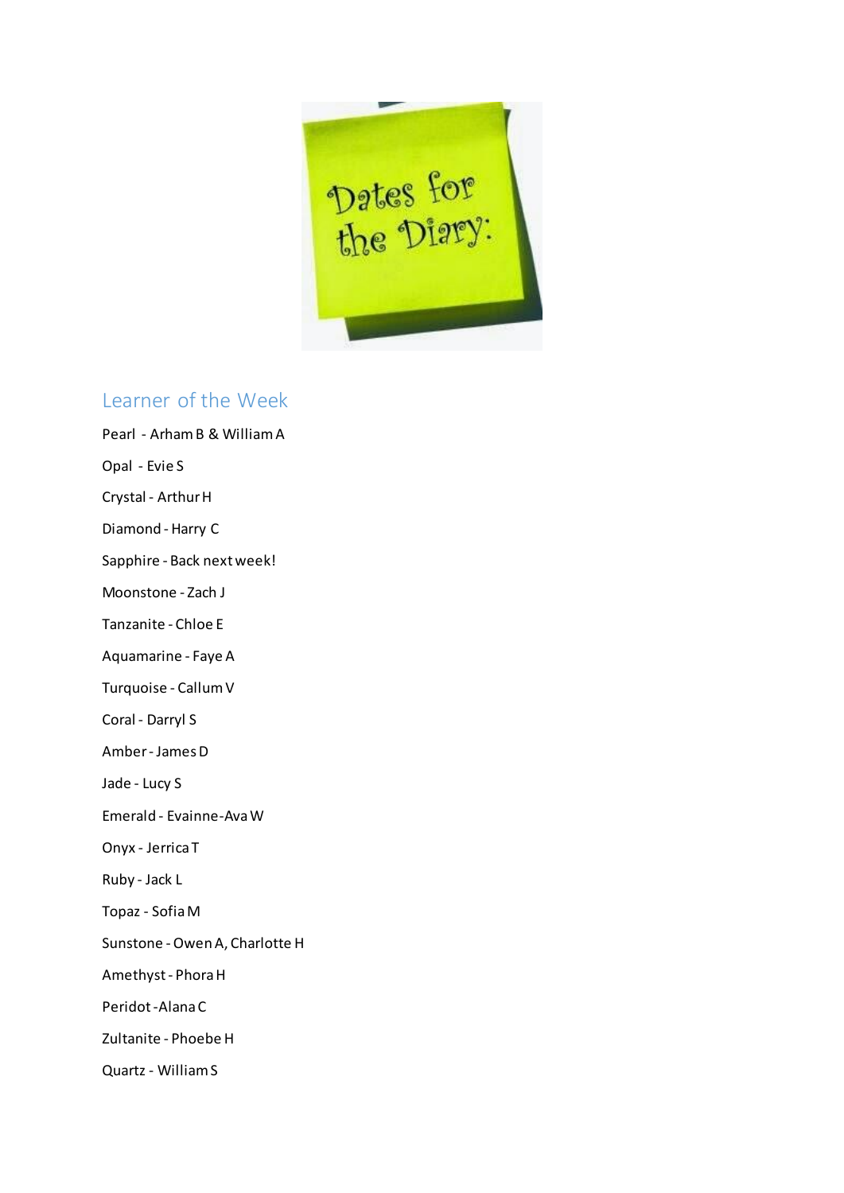Dates for the Diary:

## Learner of the Week

Pearl - Arham B & William A

Opal - Evie S

Crystal - Arthur H

Diamond - Harry C

Sapphire - Back next week!

Moonstone - Zach J

Tanzanite - Chloe E

Aquamarine - Faye A

Turquoise - Callum V

Coral - Darryl S

Amber - James D

Jade - Lucy S

Emerald - Evainne-Ava W

Onyx - Jerrica T

Ruby - Jack L

Topaz - Sofia M

Sunstone - Owen A, Charlotte H

Amethyst - Phora H

Peridot - Alana C

Zultanite - Phoebe H

Quartz - William S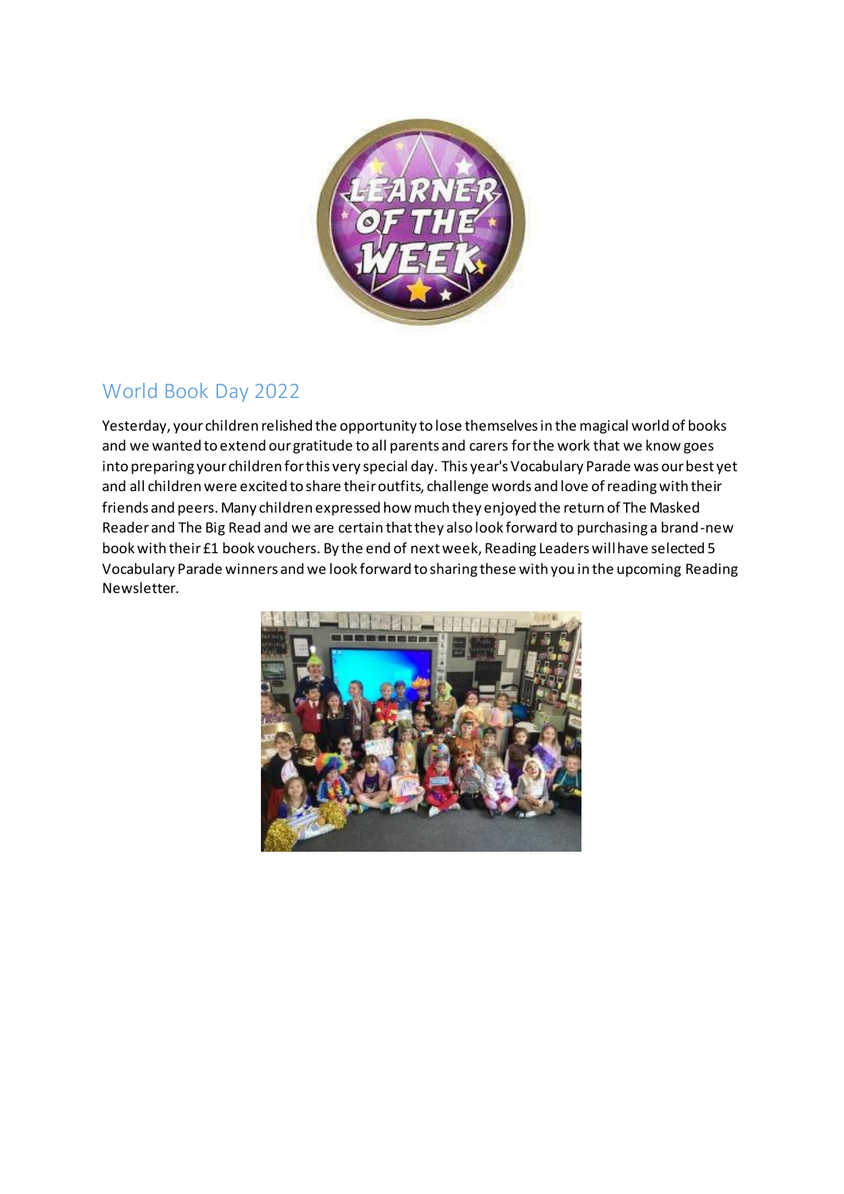## World Book Day 2022

Yesterday, your children relished the opportunity to lose themselves in the magical world of books and we wanted to extend our gratitude to all parents and carers for the work that we know goes into preparing your children for this very special day. This year's Vocabulary Parade was our best yet and all children were excited to share their outfits, challenge words and love of reading with their friends and peers. Many children expressed how much they enjoyed the return of The Masked Reader and The Big Read and we are certain that they also look forward to purchasing a brand-new book with their £1 book vouchers. By the end of next week, Reading Leaders will have selected 5 Vocabulary Parade winners and we look forward to sharing these with you in the upcoming Reading Newsletter.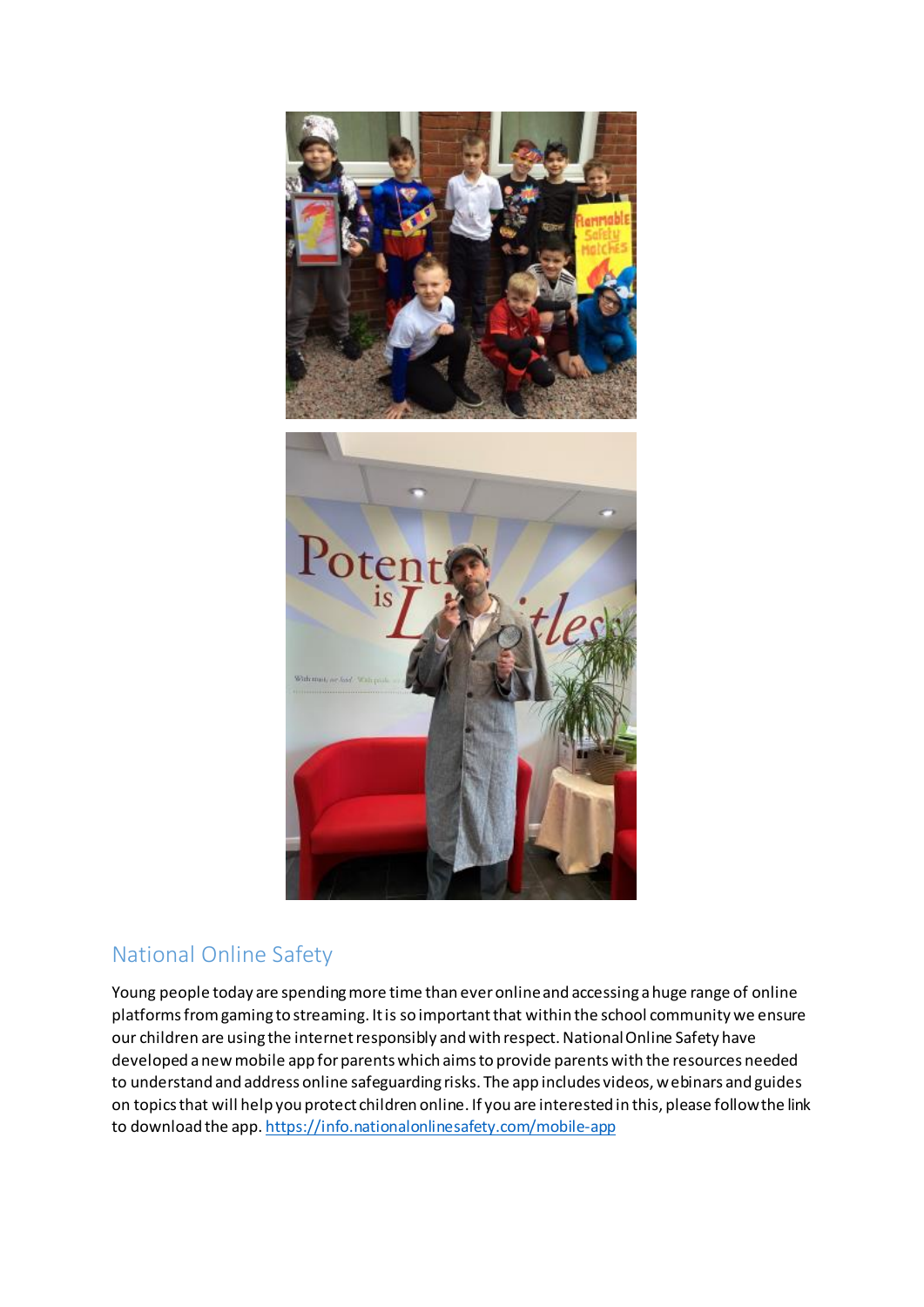## National Online Safety

Young people today are spending more time than ever online and accessing a huge range of online platforms from gaming to streaming. It is so important that within the school community we ensure our children are using the internet responsibly and with respect. National Online Safety have developed a new mobile app for parents which aims to provide parents with the resources needed to understand and address online safeguarding risks. The app includes videos, webinars and guides on topics that will help you protect children online. If you are interested in this, please follow the link to download the app. https://info.nationalonlinesafety.com/mobile-app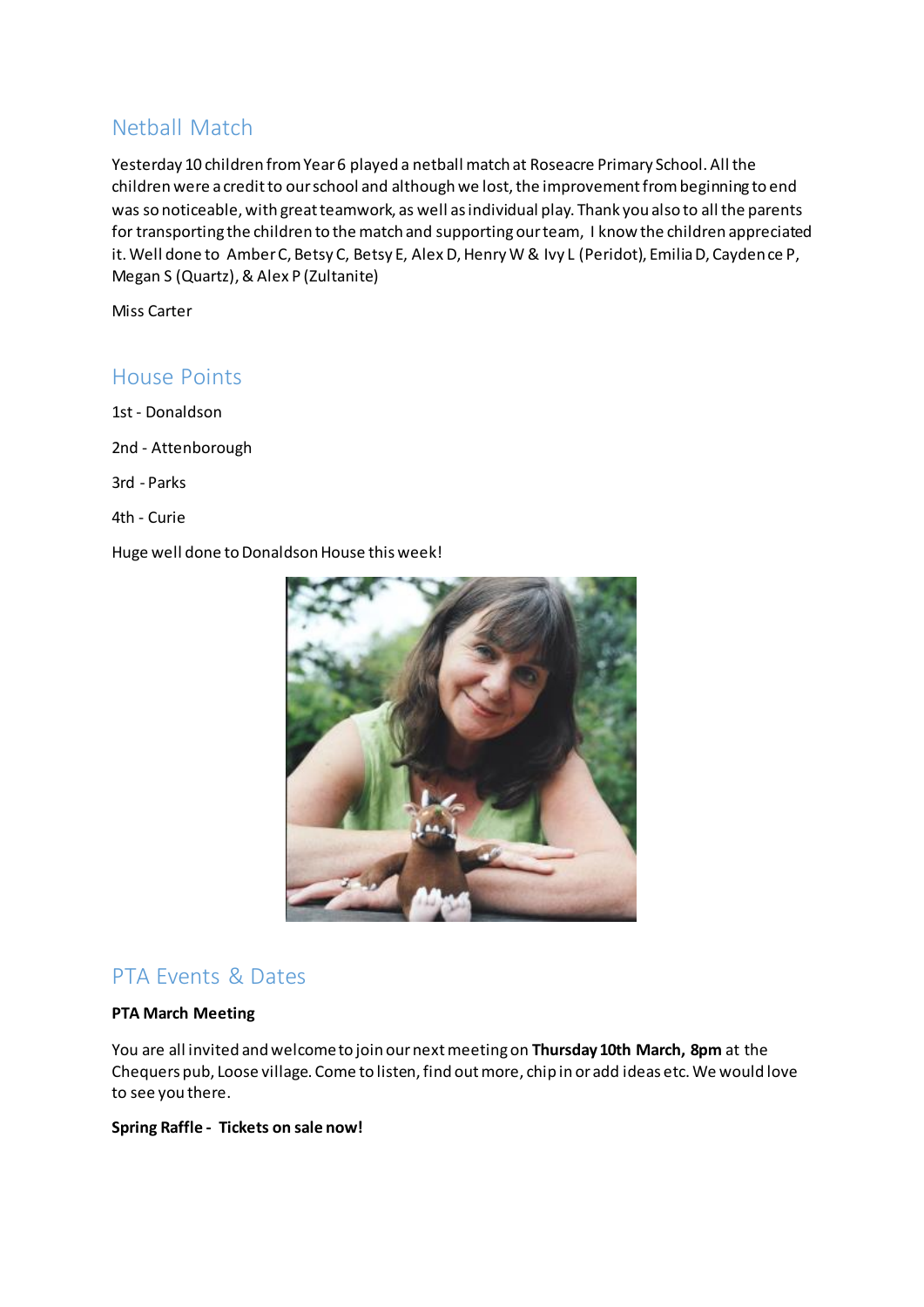## Netball Match

Yesterday 10 children from Year 6 played a netball match at Roseacre Primary School. All the children were a credit to our school and although we lost, the improvement from beginning to end was so noticeable, with great teamwork, as well as individual play. Thank you also to all the parents for transporting the children to the match and supporting our team, I know the children appreciated it. Well done to Amber C, Betsy C, Betsy E, Alex D, Henry W & Ivy L (Peridot), Emilia D, Caydence P, Megan S (Quartz), & Alex P (Zultanite)

Miss Carter

## House Points

1st - Donaldson

2nd - Attenborough

3rd - Parks

4th - Curie

Huge well done to Donaldson House this week!

## PTA Events & Dates

**PTA March Meeting**

You are all invited and welcome to join our next meeting on **Thursday 10th March, 8pm** at the Chequers pub, Loose village. Come to listen, find out more, chip in or add ideas etc. We would love to see you there.

**Spring Raffle - Tickets on sale now!**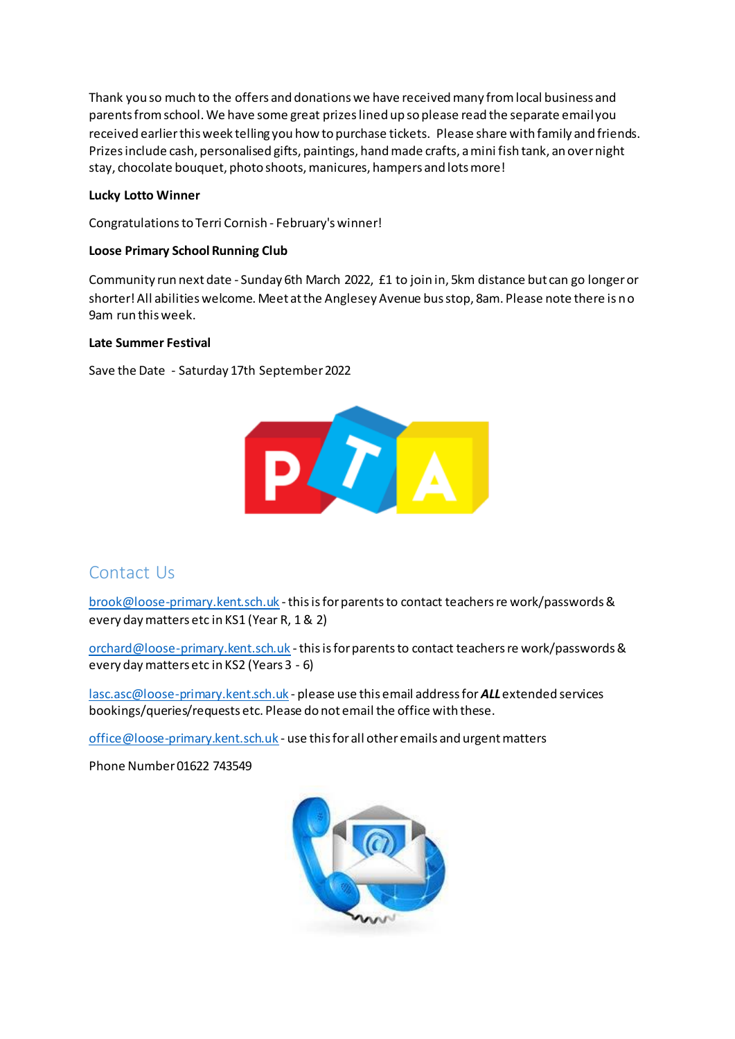Thank you so much to the offers and donations we have received many from local business and parents from school. We have some great prizes lined up so please read the separate email you received earlier this week telling you how to purchase tickets. Please share with family and friends. Prizes include cash, personalised gifts, paintings, hand made crafts, a mini fish tank, an over night stay, chocolate bouquet, photo shoots, manicures, hampers and lots more!

**Lucky Lotto Winner**

Congratulations to Terri Cornish - February's winner!

**Loose Primary School Running Club**

Community run next date - Sunday 6th March 2022, £1 to join in, 5km distance but can go longer or shorter! All abilities welcome. Meet at the Anglesey Avenue bus stop, 8am. Please note there is no 9am run this week.

**Late Summer Festival**

Save the Date - Saturday 17th September 2022

## Contact Us

brook@loose-primary.kent.sch.uk - this is for parents to contact teachers re work/passwords & every day matters etc in KS1 (Year R, 1 & 2)

orchard@loose-primary.kent.sch.uk - this is for parents to contact teachers re work/passwords & every day matters etc in KS2 (Years 3 - 6)

lasc.asc@loose-primary.kent.sch.uk - please use this email address for ***ALL*** extended services bookings/queries/requests etc. Please do not email the office with these.

office@loose-primary.kent.sch.uk - use this for all other emails and urgent matters

Phone Number 01622 743549